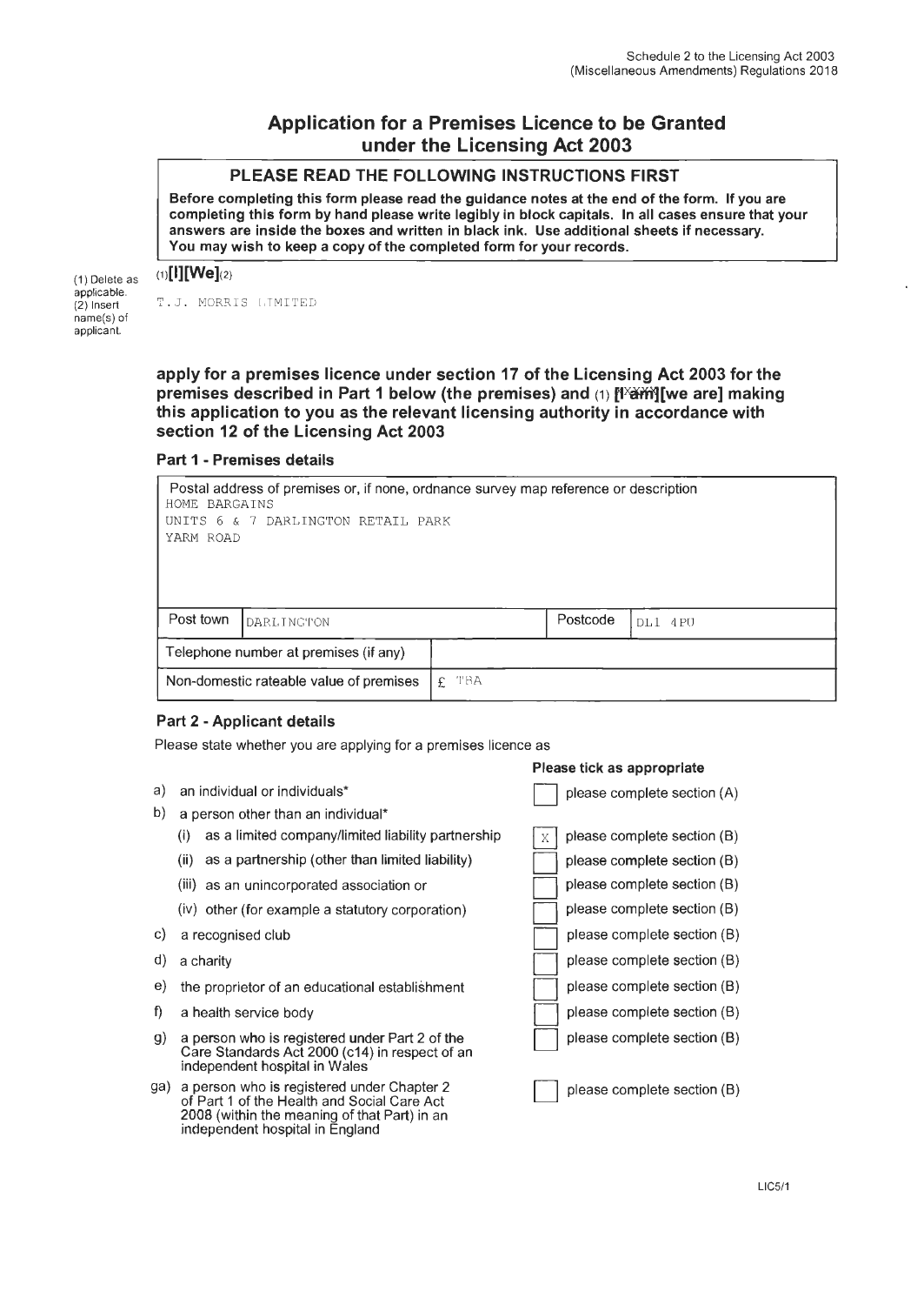Schedule 2 to the Licensing Act 2003 (Miscellaneous Amendments) Regulations 2018

# Application for a Premises Licence to be Granted under the Licensing Act 2003

**PLEASE READ THE FOLLOWING INSTRUCTIONS FIRST**

**Before completing this form please read the guidance notes at the end of the form. If you are completing this form by hand please write legibly in block capitals. In all cases ensure that your answers are inside the boxes and written in black ink. Use additional sheets if necessary. You may wish to keep a copy of the completed form for your records.**

(1) Delete as applicable.
(2) Insert name(s) of applicant.

(1)**[I][We]**(2)

T.J. MORRIS LIMITED

**apply for a premises licence under section 17 of the Licensing Act 2003 for the premises described in Part 1 below (the premises) and (1) [I am][we are] making this application to you as the relevant licensing authority in accordance with section 12 of the Licensing Act 2003**

### Part 1 - Premises details

Postal address of premises or, if none, ordnance survey map reference or description

HOME BARGAINS
UNITS 6 & 7 DARLINGTON RETAIL PARK
YARM ROAD

| Post town | DARLINGTON | Postcode | DL1 4PU |
|---|---|---|---|
| Telephone number at premises (if any) | | | |
| Non-domestic rateable value of premises | £ TBA | | |

### Part 2 - Applicant details

Please state whether you are applying for a premises licence as

| | Please tick as appropriate |
|---|---|
| a) an individual or individuals* | [ ] please complete section (A) |
| b) a person other than an individual* | |
| (i) as a limited company/limited liability partnership | [X] please complete section (B) |
| (ii) as a partnership (other than limited liability) | [ ] please complete section (B) |
| (iii) as an unincorporated association or | [ ] please complete section (B) |
| (iv) other (for example a statutory corporation) | [ ] please complete section (B) |
| c) a recognised club | [ ] please complete section (B) |
| d) a charity | [ ] please complete section (B) |
| e) the proprietor of an educational establishment | [ ] please complete section (B) |
| f) a health service body | [ ] please complete section (B) |
| g) a person who is registered under Part 2 of the Care Standards Act 2000 (c14) in respect of an independent hospital in Wales | [ ] please complete section (B) |
| ga) a person who is registered under Chapter 2 of Part 1 of the Health and Social Care Act 2008 (within the meaning of that Part) in an independent hospital in England | [ ] please complete section (B) |

LIC5/1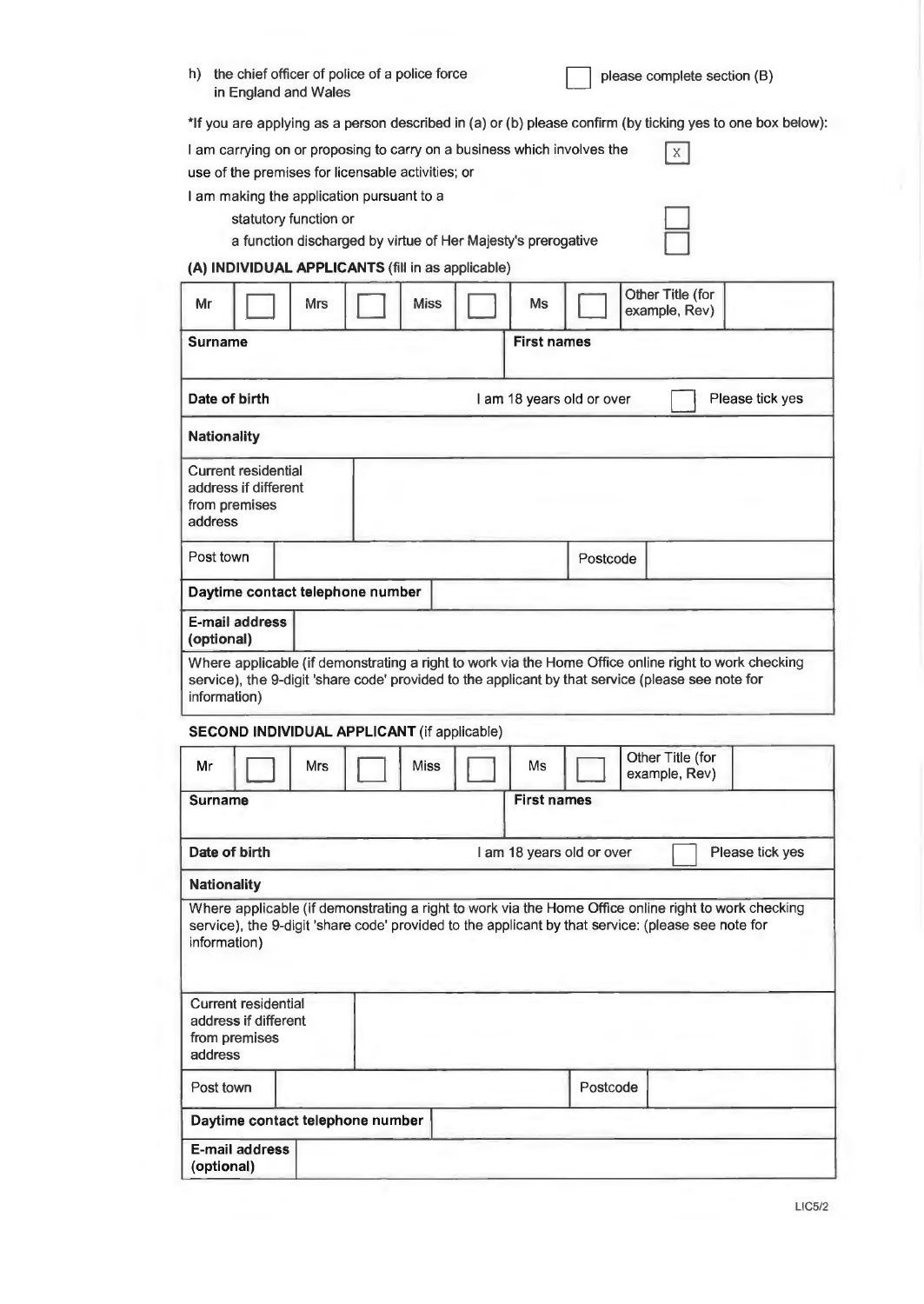h) the chief officer of police of a police force in England and Wales ☐ please complete section (B)

*If you are applying as a person described in (a) or (b) please confirm (by ticking yes to one box below):

I am carrying on or proposing to carry on a business which involves the use of the premises for licensable activities; or ☒

I am making the application pursuant to a

- statutory function or ☐
- a function discharged by virtue of Her Majesty's prerogative ☐

**(A) INDIVIDUAL APPLICANTS** (fill in as applicable)

| Mr | ☐ | Mrs | ☐ | Miss | ☐ | Ms | ☐ | Other Title (for example, Rev) | |
|---|---|---|---|---|---|---|---|---|---|
| **Surname** | | | | | | **First names** | | | |
| **Date of birth** | | | | | | I am 18 years old or over | ☐ | Please tick yes | |
| **Nationality** | | | | | | | | | |
| Current residential address if different from premises address | | | | | | | | | |
| Post town | | | | | | Postcode | | | |
| **Daytime contact telephone number** | | | | | | | | | |
| **E-mail address (optional)** | | | | | | | | | |
| Where applicable (if demonstrating a right to work via the Home Office online right to work checking service), the 9-digit 'share code' provided to the applicant by that service (please see note for information) | | | | | | | | | |

**SECOND INDIVIDUAL APPLICANT** (if applicable)

| Mr | ☐ | Mrs | ☐ | Miss | ☐ | Ms | ☐ | Other Title (for example, Rev) | |
|---|---|---|---|---|---|---|---|---|---|
| **Surname** | | | | | | **First names** | | | |
| **Date of birth** | | | | | | I am 18 years old or over | ☐ | Please tick yes | |
| **Nationality** | | | | | | | | | |
| Where applicable (if demonstrating a right to work via the Home Office online right to work checking service), the 9-digit 'share code' provided to the applicant by that service: (please see note for information) | | | | | | | | | |
| Current residential address if different from premises address | | | | | | | | | |
| Post town | | | | | | Postcode | | | |
| **Daytime contact telephone number** | | | | | | | | | |
| **E-mail address (optional)** | | | | | | | | | |

LIC5/2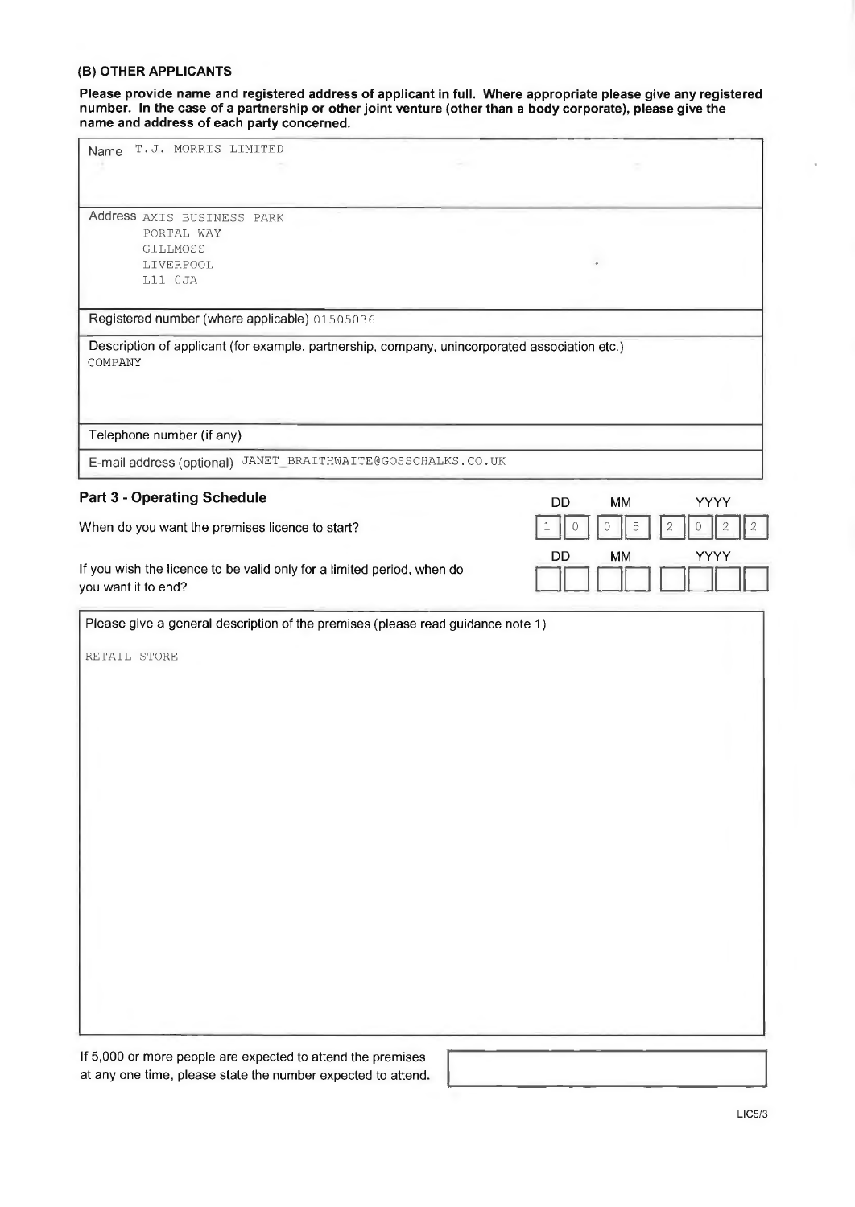### (B) OTHER APPLICANTS

**Please provide name and registered address of applicant in full. Where appropriate please give any registered number. In the case of a partnership or other joint venture (other than a body corporate), please give the name and address of each party concerned.**

| | |
|---|---|
| Name | T.J. MORRIS LIMITED |
| Address | AXIS BUSINESS PARK<br>PORTAL WAY<br>GILLMOSS<br>LIVERPOOL<br>L11 0JA |
| Registered number (where applicable) | 01505036 |
| Description of applicant (for example, partnership, company, unincorporated association etc.) | COMPANY |
| Telephone number (if any) | |
| E-mail address (optional) | JANET_BRAITHWAITE@GOSSCHALKS.CO.UK |

### Part 3 - Operating Schedule

| | DD | MM | YYYY |
|---|---|---|---|
| When do you want the premises licence to start? | 10 | 05 | 2022 |
| If you wish the licence to be valid only for a limited period, when do you want it to end? | | | |

Please give a general description of the premises (please read guidance note 1)

RETAIL STORE

If 5,000 or more people are expected to attend the premises at any one time, please state the number expected to attend.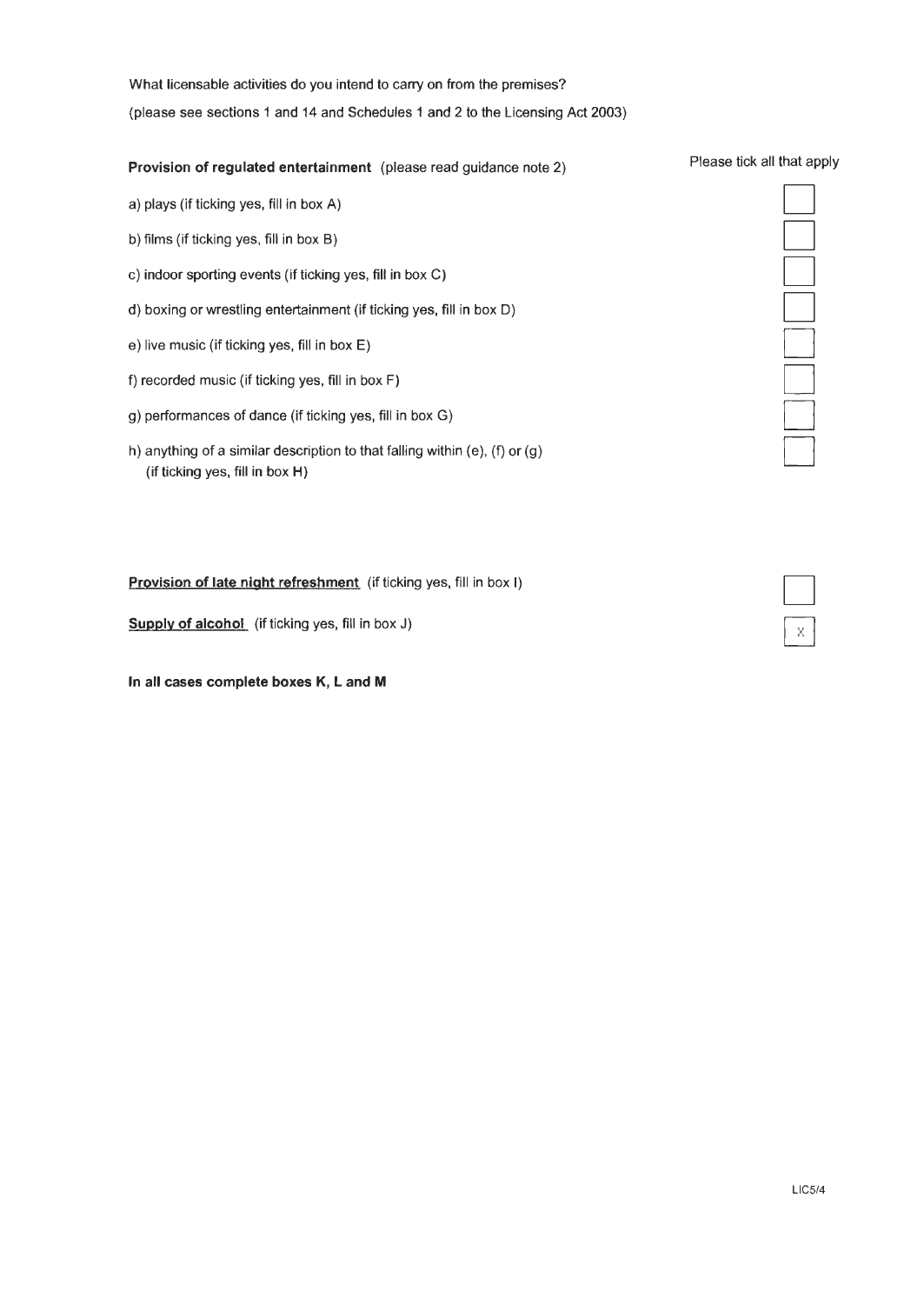What licensable activities do you intend to carry on from the premises?

(please see sections 1 and 14 and Schedules 1 and 2 to the Licensing Act 2003)

**Provision of regulated entertainment** (please read guidance note 2)

Please tick all that apply

| Activity | |
|---|---|
| a) plays (if ticking yes, fill in box A) | ☐ |
| b) films (if ticking yes, fill in box B) | ☐ |
| c) indoor sporting events (if ticking yes, fill in box C) | ☐ |
| d) boxing or wrestling entertainment (if ticking yes, fill in box D) | ☐ |
| e) live music (if ticking yes, fill in box E) | ☐ |
| f) recorded music (if ticking yes, fill in box F) | ☐ |
| g) performances of dance (if ticking yes, fill in box G) | ☐ |
| h) anything of a similar description to that falling within (e), (f) or (g) (if ticking yes, fill in box H) | ☐ |

| Activity | |
|---|---|
| **Provision of late night refreshment** (if ticking yes, fill in box I) | ☐ |
| **Supply of alcohol** (if ticking yes, fill in box J) | X |

**In all cases complete boxes K, L and M**

LIC5/4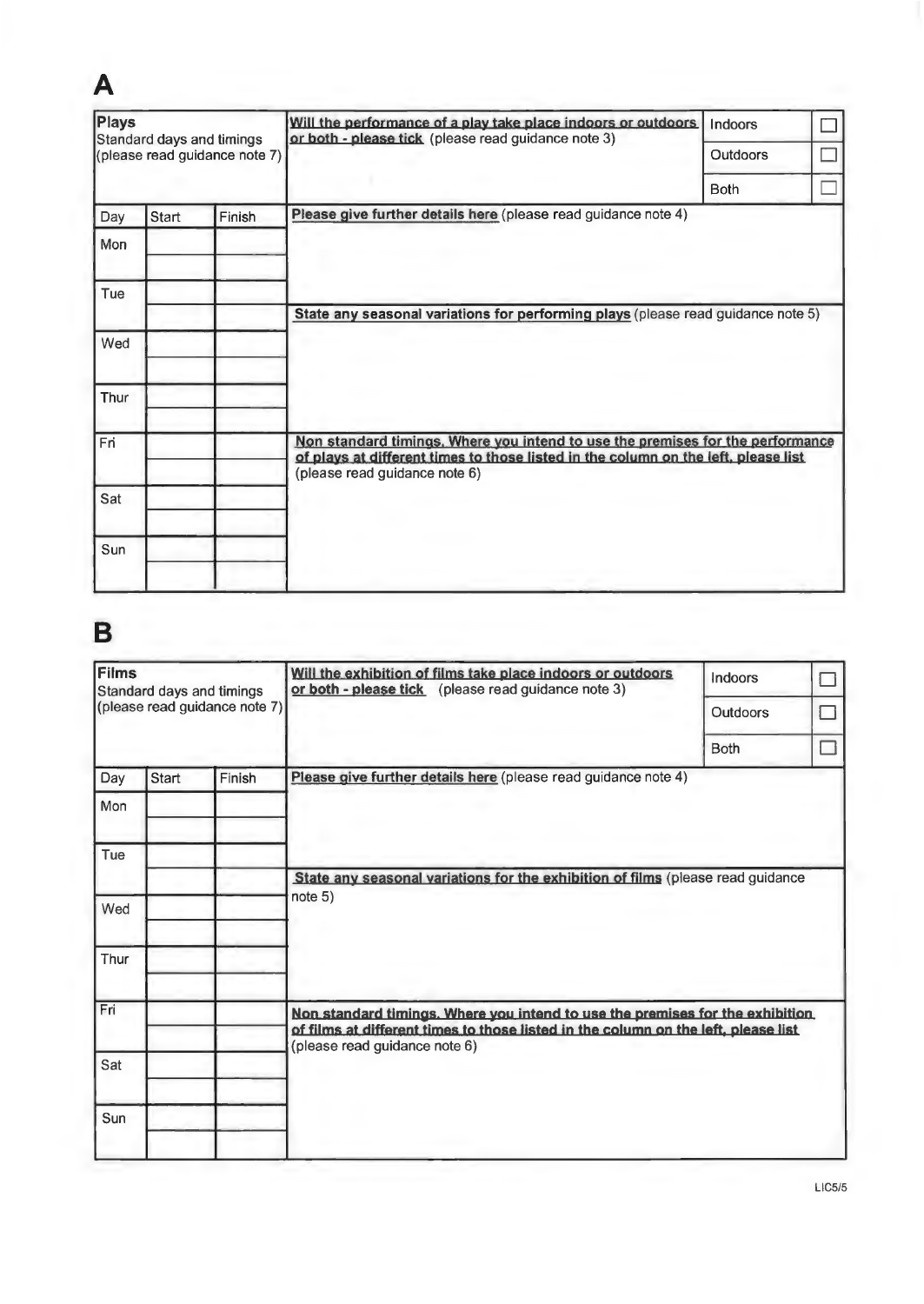# A

| **Plays**<br>Standard days and timings<br>(please read guidance note 7) | | | **Will the performance of a play take place indoors or outdoors or both - please tick** (please read guidance note 3) | Indoors | ☐ |
|---|---|---|---|---|---|
| | | | | Outdoors | ☐ |
| | | | | Both | ☐ |
| Day | Start | Finish | **Please give further details here** (please read guidance note 4) | | |
| Mon | | | | | |
| | | | | | |
| Tue | | | | | |
| | | | **State any seasonal variations for performing plays** (please read guidance note 5) | | |
| Wed | | | | | |
| | | | | | |
| Thur | | | | | |
| | | | | | |
| Fri | | | **Non standard timings. Where you intend to use the premises for the performance of plays at different times to those listed in the column on the left, please list** (please read guidance note 6) | | |
| | | | | | |
| Sat | | | | | |
| | | | | | |
| Sun | | | | | |
| | | | | | |

# B

| **Films**<br>Standard days and timings<br>(please read guidance note 7) | | | **Will the exhibition of films take place indoors or outdoors or both - please tick** (please read guidance note 3) | Indoors | ☐ |
|---|---|---|---|---|---|
| | | | | Outdoors | ☐ |
| | | | | Both | ☐ |
| Day | Start | Finish | **Please give further details here** (please read guidance note 4) | | |
| Mon | | | | | |
| | | | | | |
| Tue | | | | | |
| | | | **State any seasonal variations for the exhibition of films** (please read guidance note 5) | | |
| Wed | | | | | |
| | | | | | |
| Thur | | | | | |
| | | | | | |
| Fri | | | **Non standard timings. Where you intend to use the premises for the exhibition of films at different times to those listed in the column on the left, please list** (please read guidance note 6) | | |
| | | | | | |
| Sat | | | | | |
| | | | | | |
| Sun | | | | | |
| | | | | | |

LIC5/5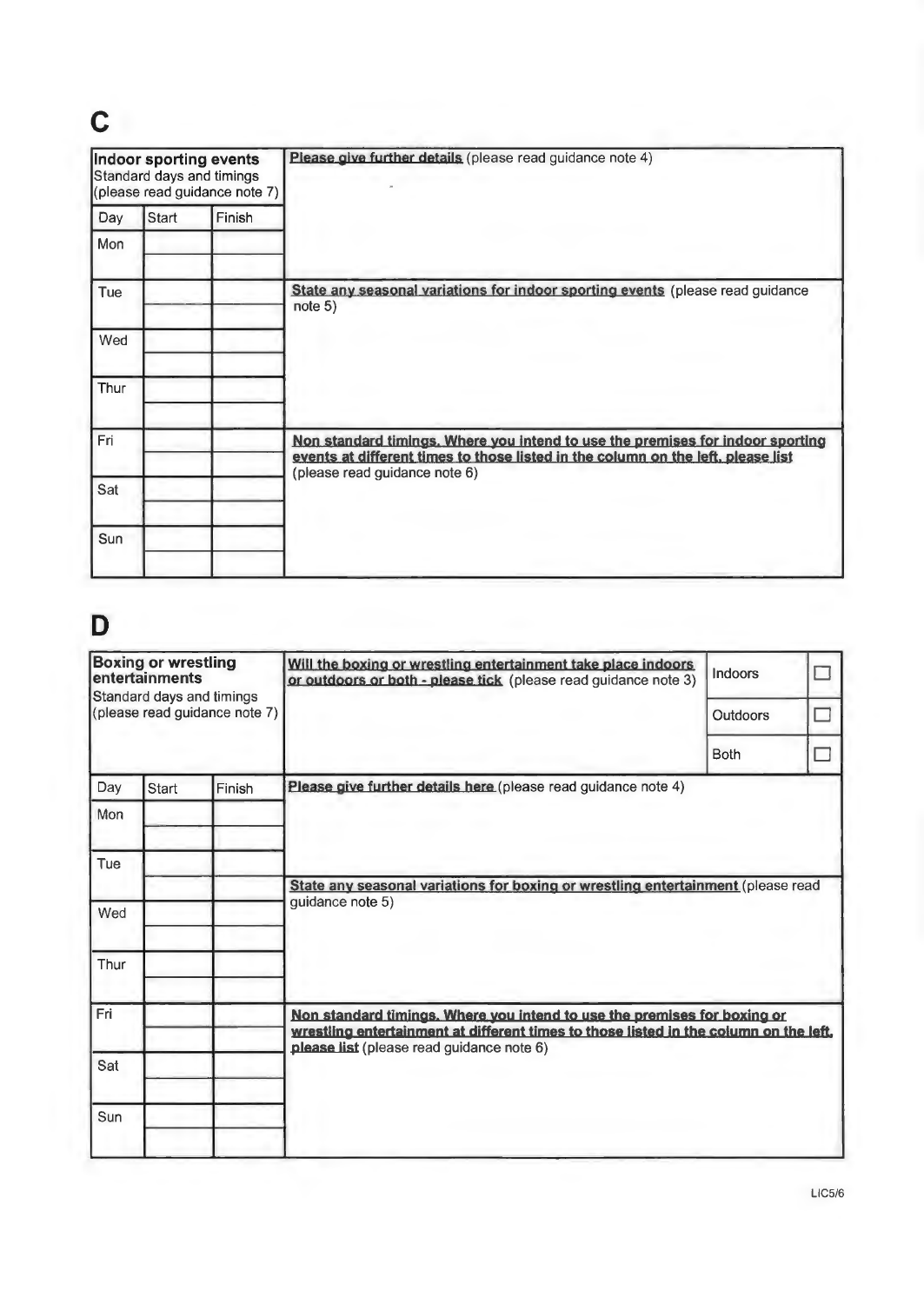# C

| **Indoor sporting events** Standard days and timings (please read guidance note 7) | | | |
|---|---|---|---|
| Day | Start | Finish | **Please give further details** (please read guidance note 4) |
| Mon | | | |
| | | | |
| Tue | | | **State any seasonal variations for indoor sporting events** (please read guidance note 5) |
| | | | |
| Wed | | | |
| | | | |
| Thur | | | |
| | | | |
| Fri | | | **Non standard timings. Where you intend to use the premises for indoor sporting events at different times to those listed in the column on the left, please list** (please read guidance note 6) |
| | | | |
| Sat | | | |
| | | | |
| Sun | | | |
| | | | |

# D

| **Boxing or wrestling entertainments** Standard days and timings (please read guidance note 7) | | | **Will the boxing or wrestling entertainment take place indoors or outdoors or both - please tick** (please read guidance note 3) | | |
|---|---|---|---|---|---|
| | | | | Indoors | ☐ |
| | | | | Outdoors | ☐ |
| | | | | Both | ☐ |
| Day | Start | Finish | **Please give further details here** (please read guidance note 4) | | |
| Mon | | | | | |
| | | | | | |
| Tue | | | | | |
| | | | **State any seasonal variations for boxing or wrestling entertainment** (please read guidance note 5) | | |
| Wed | | | | | |
| | | | | | |
| Thur | | | | | |
| | | | | | |
| Fri | | | **Non standard timings. Where you intend to use the premises for boxing or wrestling entertainment at different times to those listed in the column on the left, please list** (please read guidance note 6) | | |
| | | | | | |
| Sat | | | | | |
| | | | | | |
| Sun | | | | | |
| | | | | | |

LIC5/6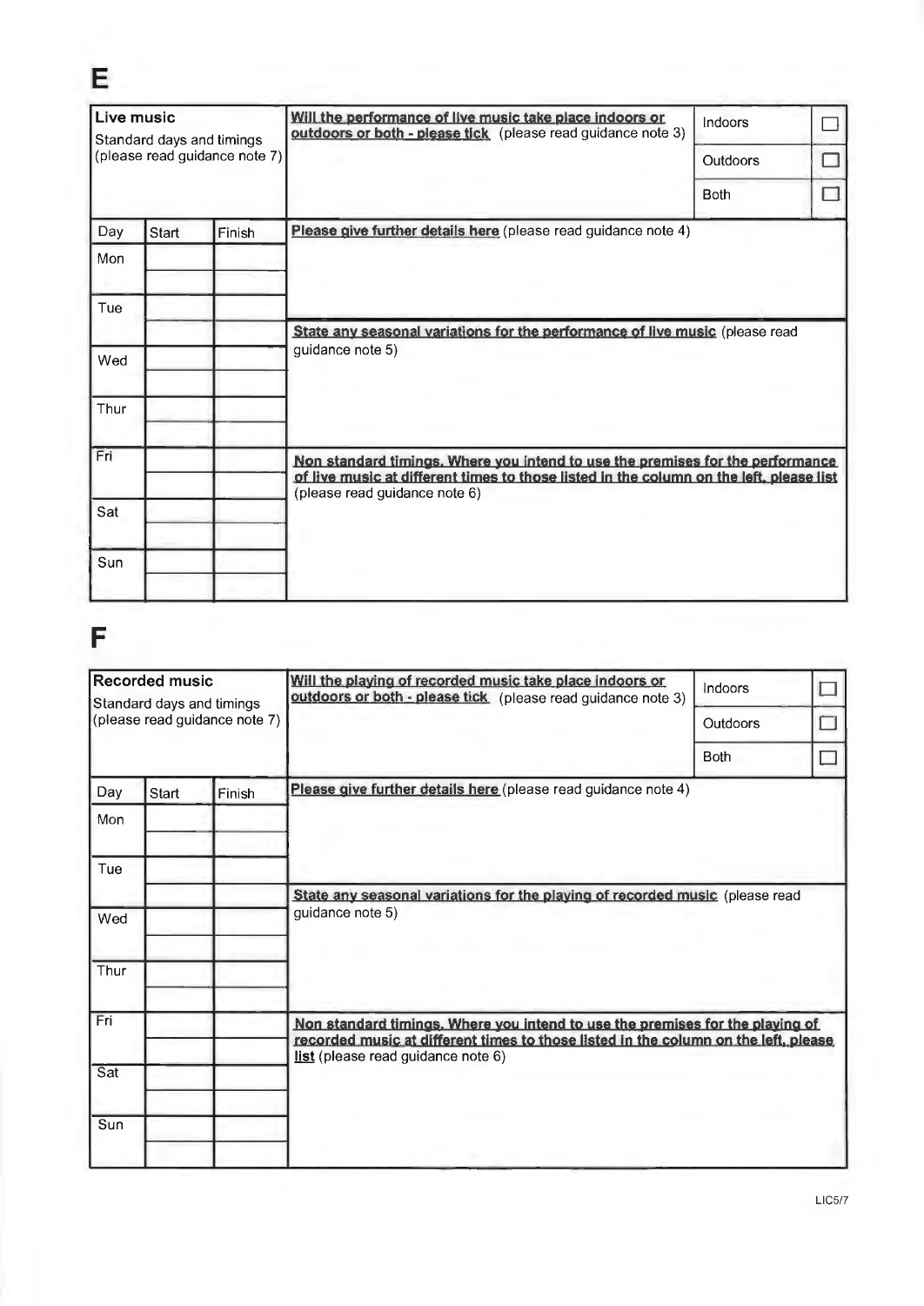# E

| Live music<br>Standard days and timings<br>(please read guidance note 7) | | | Will the performance of live music take place indoors or outdoors or both - please tick (please read guidance note 3) | |
|---|---|---|---|---|
| | | | | Indoors ☐ |
| | | | | Outdoors ☐ |
| | | | | Both ☐ |
| **Day** | **Start** | **Finish** | **Please give further details here** (please read guidance note 4) | |
| Mon | | | | |
| | | | | |
| Tue | | | | |
| | | | **State any seasonal variations for the performance of live music** (please read guidance note 5) | |
| Wed | | | | |
| | | | | |
| Thur | | | | |
| | | | | |
| Fri | | | **Non standard timings. Where you intend to use the premises for the performance of live music at different times to those listed in the column on the left, please list** (please read guidance note 6) | |
| | | | | |
| Sat | | | | |
| | | | | |
| Sun | | | | |
| | | | | |

# F

| Recorded music<br>Standard days and timings<br>(please read guidance note 7) | | | Will the playing of recorded music take place indoors or outdoors or both - please tick (please read guidance note 3) | |
|---|---|---|---|---|
| | | | | Indoors ☐ |
| | | | | Outdoors ☐ |
| | | | | Both ☐ |
| **Day** | **Start** | **Finish** | **Please give further details here** (please read guidance note 4) | |
| Mon | | | | |
| | | | | |
| Tue | | | | |
| | | | **State any seasonal variations for the playing of recorded music** (please read guidance note 5) | |
| Wed | | | | |
| | | | | |
| Thur | | | | |
| | | | | |
| Fri | | | **Non standard timings. Where you intend to use the premises for the playing of recorded music at different times to those listed in the column on the left, please list** (please read guidance note 6) | |
| | | | | |
| Sat | | | | |
| | | | | |
| Sun | | | | |
| | | | | |

LIC5/7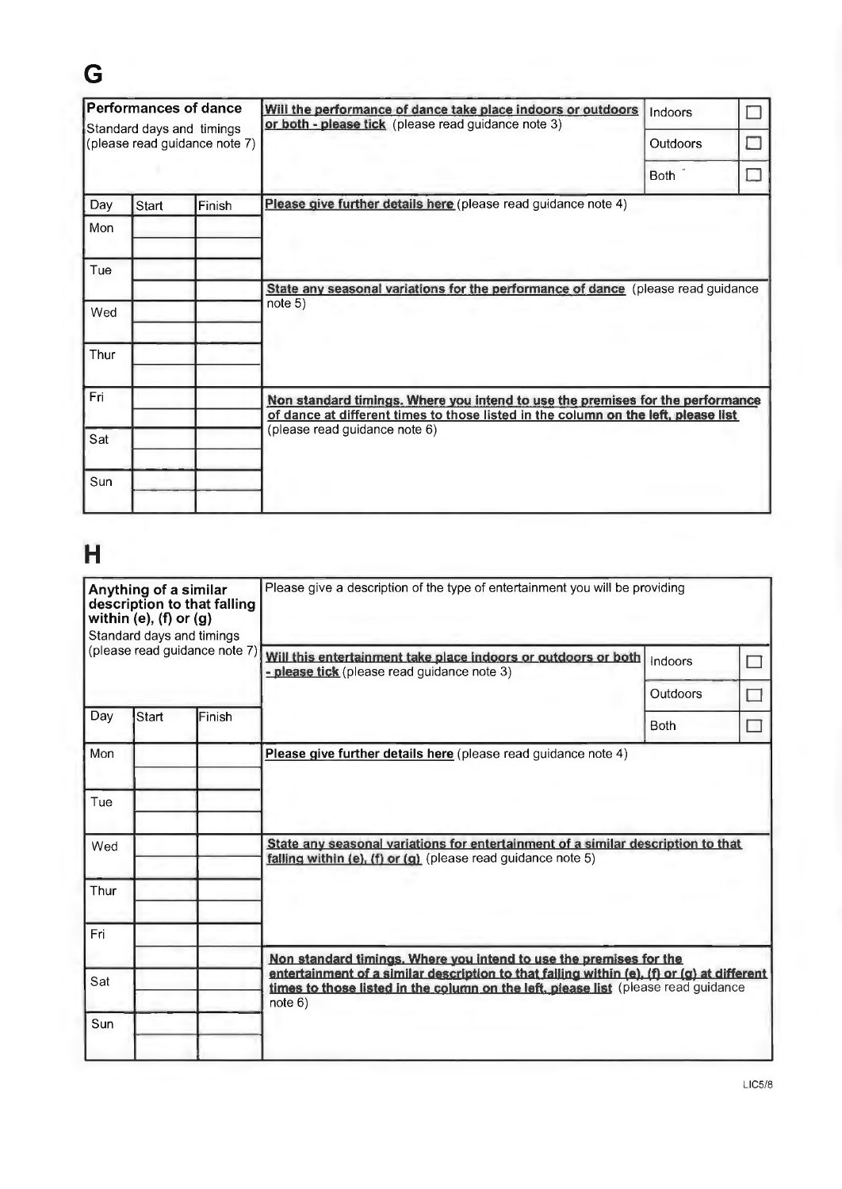# G

| Performances of dance<br>Standard days and timings<br>(please read guidance note 7) | | | **Will the performance of dance take place indoors or outdoors or both - please tick** (please read guidance note 3) | | |
|---|---|---|---|---|---|
| | | | | Indoors | ☐ |
| | | | | Outdoors | ☐ |
| | | | | Both | ☐ |
| Day | Start | Finish | **Please give further details here** (please read guidance note 4) | | |
| Mon | | | | | |
| | | | | | |
| Tue | | | | | |
| | | | **State any seasonal variations for the performance of dance** (please read guidance note 5) | | |
| Wed | | | | | |
| | | | | | |
| Thur | | | | | |
| | | | | | |
| Fri | | | **Non standard timings. Where you intend to use the premises for the performance of dance at different times to those listed in the column on the left, please list** (please read guidance note 6) | | |
| | | | | | |
| Sat | | | | | |
| | | | | | |
| Sun | | | | | |
| | | | | | |

# H

| **Anything of a similar description to that falling within (e), (f) or (g)**<br>Standard days and timings<br>(please read guidance note 7) | | | Please give a description of the type of entertainment you will be providing | | |
|---|---|---|---|---|---|
| | | | **Will this entertainment take place indoors or outdoors or both - please tick** (please read guidance note 3) | Indoors | ☐ |
| | | | | Outdoors | ☐ |
| Day | Start | Finish | | Both | ☐ |
| Mon | | | **Please give further details here** (please read guidance note 4) | | |
| | | | | | |
| Tue | | | | | |
| | | | | | |
| Wed | | | **State any seasonal variations for entertainment of a similar description to that falling within (e), (f) or (g)** (please read guidance note 5) | | |
| | | | | | |
| Thur | | | | | |
| | | | | | |
| Fri | | | | | |
| | | | **Non standard timings. Where you intend to use the premises for the entertainment of a similar description to that falling within (e), (f) or (g) at different times to those listed in the column on the left, please list** (please read guidance note 6) | | |
| Sat | | | | | |
| | | | | | |
| Sun | | | | | |
| | | | | | |

LIC5/8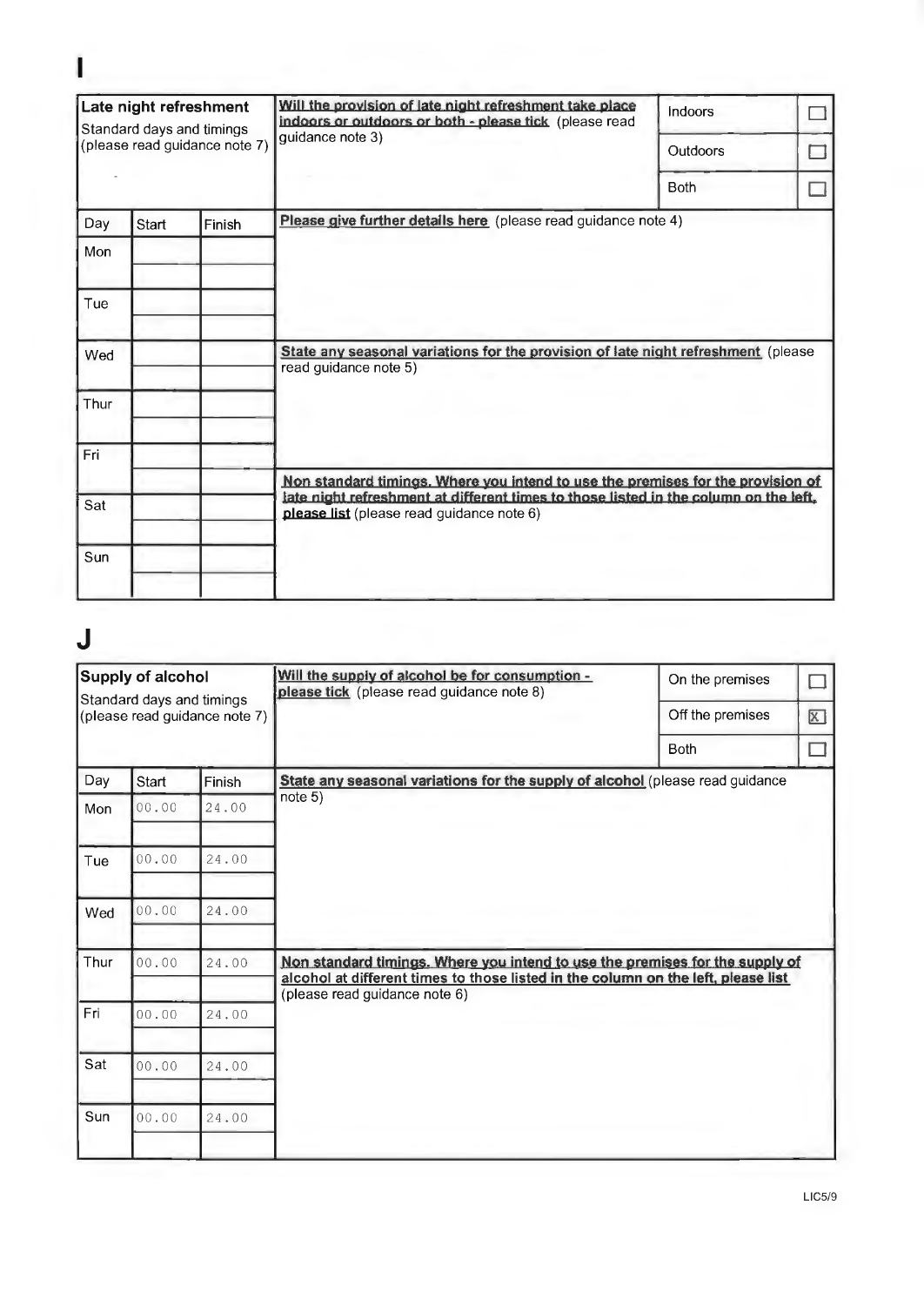# I

| Late night refreshment<br>Standard days and timings<br>(please read guidance note 7) | | | Will the provision of late night refreshment take place indoors or outdoors or both - please tick (please read guidance note 3) | | |
|---|---|---|---|---|---|
| | | | | Indoors | ☐ |
| | | | | Outdoors | ☐ |
| | | | | Both | ☐ |
| **Day** | **Start** | **Finish** | **Please give further details here** (please read guidance note 4) | | |
| Mon | | | | | |
| | | | | | |
| Tue | | | | | |
| | | | | | |
| Wed | | | **State any seasonal variations for the provision of late night refreshment** (please read guidance note 5) | | |
| | | | | | |
| Thur | | | | | |
| | | | | | |
| Fri | | | | | |
| | | | **Non standard timings. Where you intend to use the premises for the provision of late night refreshment at different times to those listed in the column on the left, please list** (please read guidance note 6) | | |
| Sat | | | | | |
| | | | | | |
| Sun | | | | | |
| | | | | | |

# J

| Supply of alcohol<br>Standard days and timings<br>(please read guidance note 7) | | | Will the supply of alcohol be for consumption - please tick (please read guidance note 8) | | |
|---|---|---|---|---|---|
| | | | | On the premises | ☐ |
| | | | | Off the premises | ☒ |
| | | | | Both | ☐ |
| **Day** | **Start** | **Finish** | **State any seasonal variations for the supply of alcohol** (please read guidance note 5) | | |
| Mon | 00.00 | 24.00 | | | |
| | | | | | |
| Tue | 00.00 | 24.00 | | | |
| | | | | | |
| Wed | 00.00 | 24.00 | | | |
| | | | | | |
| Thur | 00.00 | 24.00 | **Non standard timings. Where you intend to use the premises for the supply of alcohol at different times to those listed in the column on the left, please list** (please read guidance note 6) | | |
| | | | | | |
| Fri | 00.00 | 24.00 | | | |
| | | | | | |
| Sat | 00.00 | 24.00 | | | |
| | | | | | |
| Sun | 00.00 | 24.00 | | | |
| | | | | | |

LIC5/9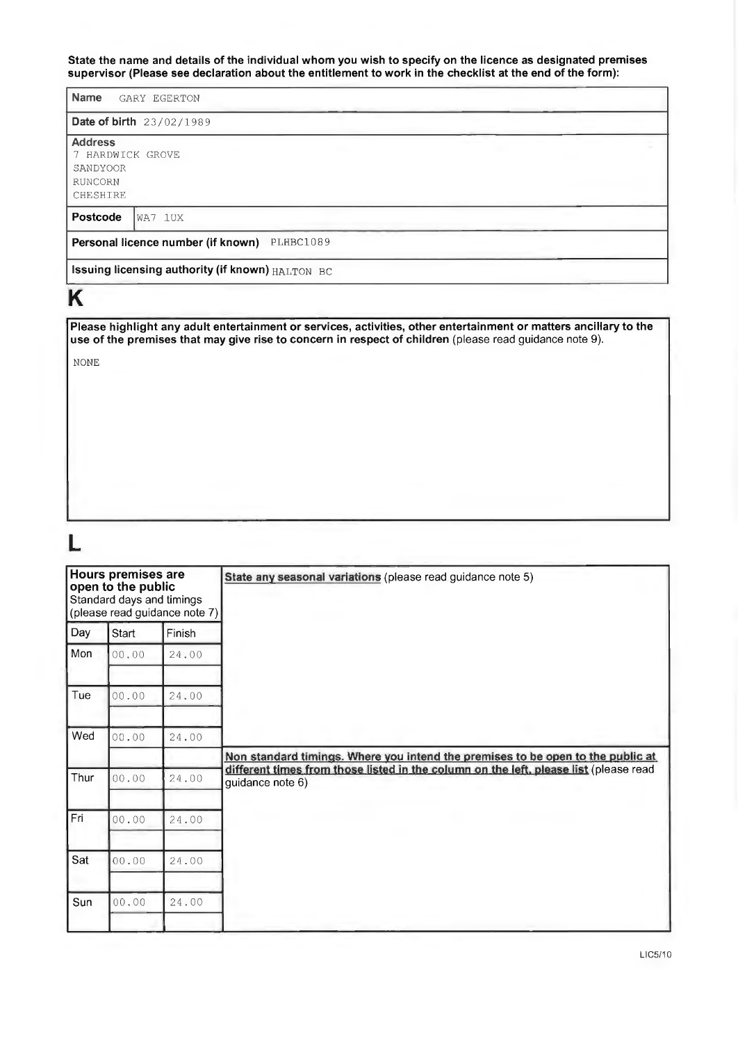**State the name and details of the individual whom you wish to specify on the licence as designated premises supervisor (Please see declaration about the entitlement to work in the checklist at the end of the form):**

| | |
|---|---|
| **Name** GARY EGERTON | |
| **Date of birth** 23/02/1989 | |
| **Address**<br>7 HARDWICK GROVE<br>SANDYOOR<br>RUNCORN<br>CHESHIRE | |
| **Postcode** | WA7 1UX |
| **Personal licence number (if known)** PLHBC1089 | |
| **Issuing licensing authority (if known)** HALTON BC | |

# K

**Please highlight any adult entertainment or services, activities, other entertainment or matters ancillary to the use of the premises that may give rise to concern in respect of children** (please read guidance note 9).

NONE

# L

**Hours premises are open to the public**
Standard days and timings (please read guidance note 7)

| Day | Start | Finish |
|---|---|---|
| Mon | 00.00 | 24.00 |
| | | |
| Tue | 00.00 | 24.00 |
| | | |
| Wed | 00.00 | 24.00 |
| | | |
| Thur | 00.00 | 24.00 |
| | | |
| Fri | 00.00 | 24.00 |
| | | |
| Sat | 00.00 | 24.00 |
| | | |
| Sun | 00.00 | 24.00 |
| | | |

**State any seasonal variations** (please read guidance note 5)

**Non standard timings. Where you intend the premises to be open to the public at different times from those listed in the column on the left, please list** (please read guidance note 6)

LIC5/10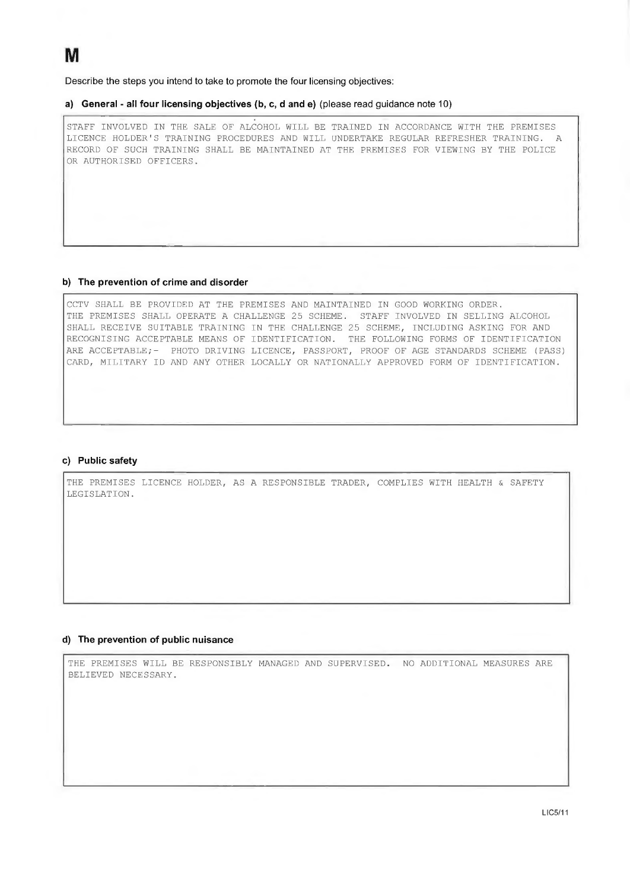# M

Describe the steps you intend to take to promote the four licensing objectives:

**a) General - all four licensing objectives (b, c, d and e)** (please read guidance note 10)

STAFF INVOLVED IN THE SALE OF ALCOHOL WILL BE TRAINED IN ACCORDANCE WITH THE PREMISES LICENCE HOLDER'S TRAINING PROCEDURES AND WILL UNDERTAKE REGULAR REFRESHER TRAINING. A RECORD OF SUCH TRAINING SHALL BE MAINTAINED AT THE PREMISES FOR VIEWING BY THE POLICE OR AUTHORISED OFFICERS.

**b) The prevention of crime and disorder**

CCTV SHALL BE PROVIDED AT THE PREMISES AND MAINTAINED IN GOOD WORKING ORDER.
THE PREMISES SHALL OPERATE A CHALLENGE 25 SCHEME. STAFF INVOLVED IN SELLING ALCOHOL SHALL RECEIVE SUITABLE TRAINING IN THE CHALLENGE 25 SCHEME, INCLUDING ASKING FOR AND RECOGNISING ACCEPTABLE MEANS OF IDENTIFICATION. THE FOLLOWING FORMS OF IDENTIFICATION ARE ACCEPTABLE;- PHOTO DRIVING LICENCE, PASSPORT, PROOF OF AGE STANDARDS SCHEME (PASS) CARD, MILITARY ID AND ANY OTHER LOCALLY OR NATIONALLY APPROVED FORM OF IDENTIFICATION.

**c) Public safety**

THE PREMISES LICENCE HOLDER, AS A RESPONSIBLE TRADER, COMPLIES WITH HEALTH & SAFETY LEGISLATION.

**d) The prevention of public nuisance**

THE PREMISES WILL BE RESPONSIBLY MANAGED AND SUPERVISED. NO ADDITIONAL MEASURES ARE BELIEVED NECESSARY.

LIC5/11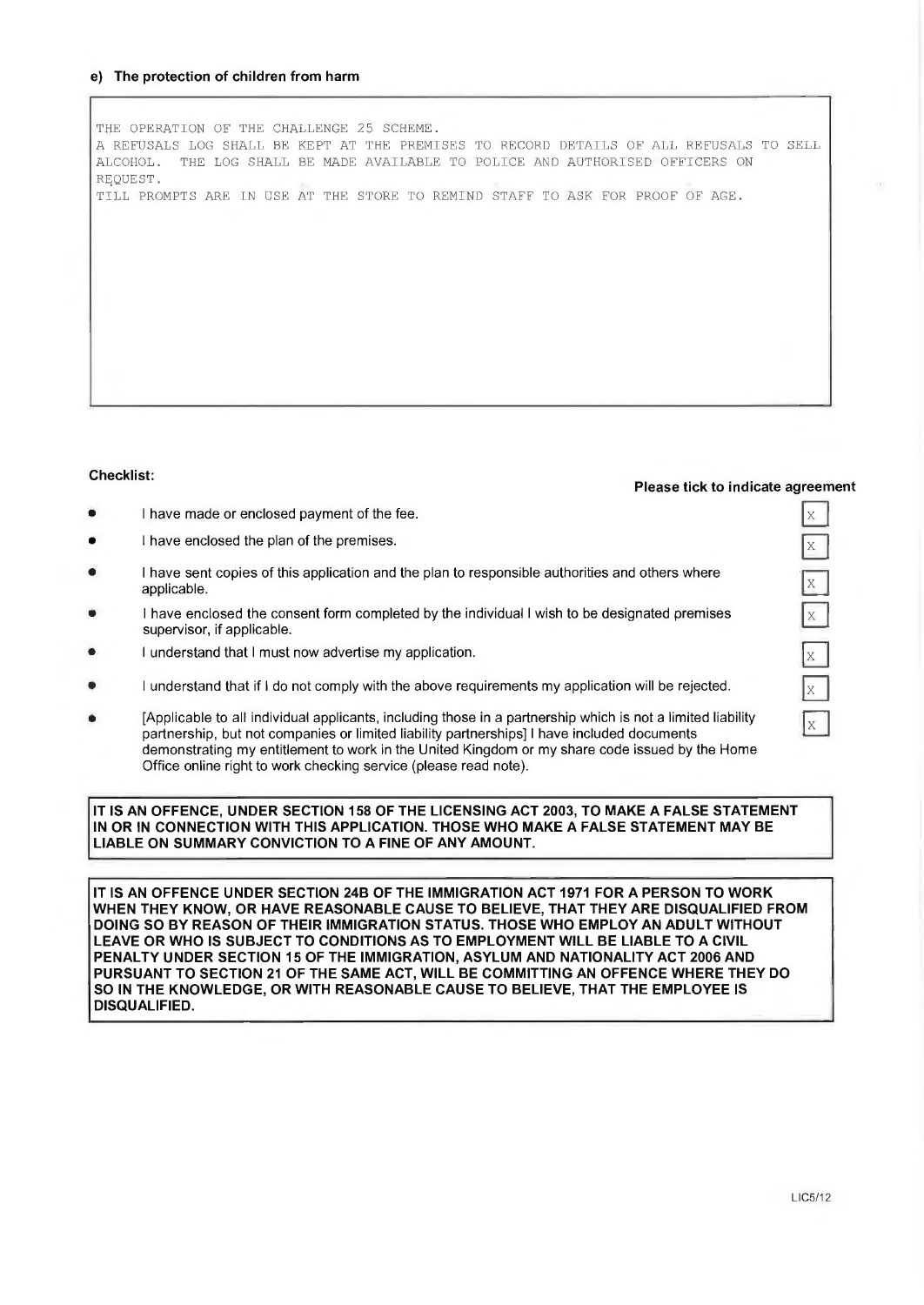#### e) The protection of children from harm

THE OPERATION OF THE CHALLENGE 25 SCHEME.
A REFUSALS LOG SHALL BE KEPT AT THE PREMISES TO RECORD DETAILS OF ALL REFUSALS TO SELL ALCOHOL. THE LOG SHALL BE MADE AVAILABLE TO POLICE AND AUTHORISED OFFICERS ON REQUEST.
TILL PROMPTS ARE IN USE AT THE STORE TO REMIND STAFF TO ASK FOR PROOF OF AGE.

**Checklist:**

**Please tick to indicate agreement**

- I have made or enclosed payment of the fee. [X]
- I have enclosed the plan of the premises. [X]
- I have sent copies of this application and the plan to responsible authorities and others where applicable. [X]
- I have enclosed the consent form completed by the individual I wish to be designated premises supervisor, if applicable. [X]
- I understand that I must now advertise my application. [X]
- I understand that if I do not comply with the above requirements my application will be rejected. [X]
- [Applicable to all individual applicants, including those in a partnership which is not a limited liability partnership, but not companies or limited liability partnerships] I have included documents demonstrating my entitlement to work in the United Kingdom or my share code issued by the Home Office online right to work checking service (please read note). [X]

**IT IS AN OFFENCE, UNDER SECTION 158 OF THE LICENSING ACT 2003, TO MAKE A FALSE STATEMENT IN OR IN CONNECTION WITH THIS APPLICATION. THOSE WHO MAKE A FALSE STATEMENT MAY BE LIABLE ON SUMMARY CONVICTION TO A FINE OF ANY AMOUNT.**

**IT IS AN OFFENCE UNDER SECTION 24B OF THE IMMIGRATION ACT 1971 FOR A PERSON TO WORK WHEN THEY KNOW, OR HAVE REASONABLE CAUSE TO BELIEVE, THAT THEY ARE DISQUALIFIED FROM DOING SO BY REASON OF THEIR IMMIGRATION STATUS. THOSE WHO EMPLOY AN ADULT WITHOUT LEAVE OR WHO IS SUBJECT TO CONDITIONS AS TO EMPLOYMENT WILL BE LIABLE TO A CIVIL PENALTY UNDER SECTION 15 OF THE IMMIGRATION, ASYLUM AND NATIONALITY ACT 2006 AND PURSUANT TO SECTION 21 OF THE SAME ACT, WILL BE COMMITTING AN OFFENCE WHERE THEY DO SO IN THE KNOWLEDGE, OR WITH REASONABLE CAUSE TO BELIEVE, THAT THE EMPLOYEE IS DISQUALIFIED.**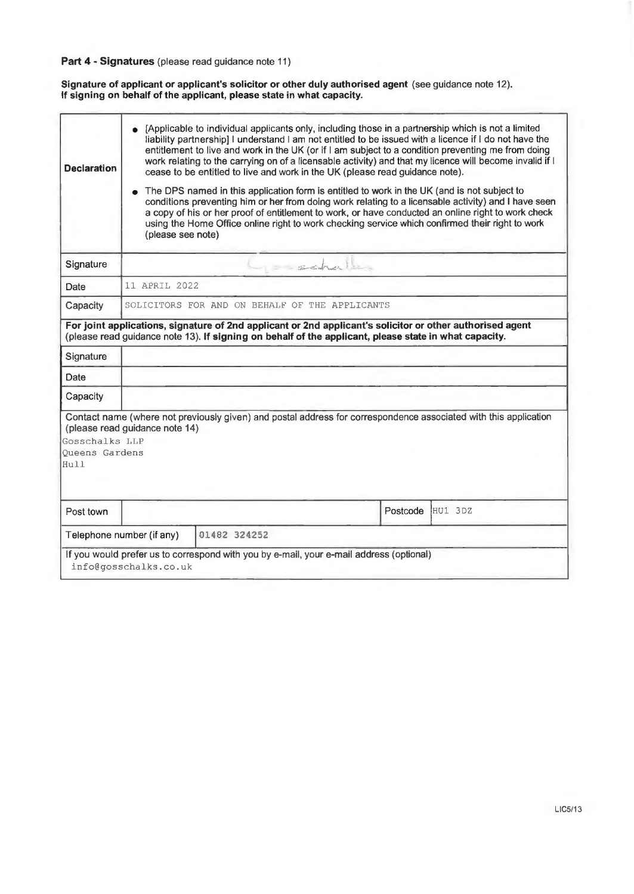**Part 4 - Signatures** (please read guidance note 11)

**Signature of applicant or applicant's solicitor or other duly authorised agent** (see guidance note 12). **If signing on behalf of the applicant, please state in what capacity.**

| | |
|---|---|
| **Declaration** | • [Applicable to individual applicants only, including those in a partnership which is not a limited liability partnership] I understand I am not entitled to be issued with a licence if I do not have the entitlement to live and work in the UK (or if I am subject to a condition preventing me from doing work relating to the carrying on of a licensable activity) and that my licence will become invalid if I cease to be entitled to live and work in the UK (please read guidance note).<br>• The DPS named in this application form is entitled to work in the UK (and is not subject to conditions preventing him or her from doing work relating to a licensable activity) and I have seen a copy of his or her proof of entitlement to work, or have conducted an online right to work check using the Home Office online right to work checking service which confirmed their right to work (please see note) |
| Signature | Gosschalks |
| Date | 11 APRIL 2022 |
| Capacity | SOLICITORS FOR AND ON BEHALF OF THE APPLICANTS |

**For joint applications, signature of 2nd applicant or 2nd applicant's solicitor or other authorised agent** (please read guidance note 13). **If signing on behalf of the applicant, please state in what capacity.**

| | |
|---|---|
| Signature | |
| Date | |
| Capacity | |

Contact name (where not previously given) and postal address for correspondence associated with this application (please read guidance note 14)

Gosschalks LLP
Queens Gardens
Hull

| Post town | | Postcode | HU1 3DZ |
|---|---|---|---|

| Telephone number (if any) | 01482 324252 |
|---|---|

If you would prefer us to correspond with you by e-mail, your e-mail address (optional)
info@gosschalks.co.uk

LIC5/13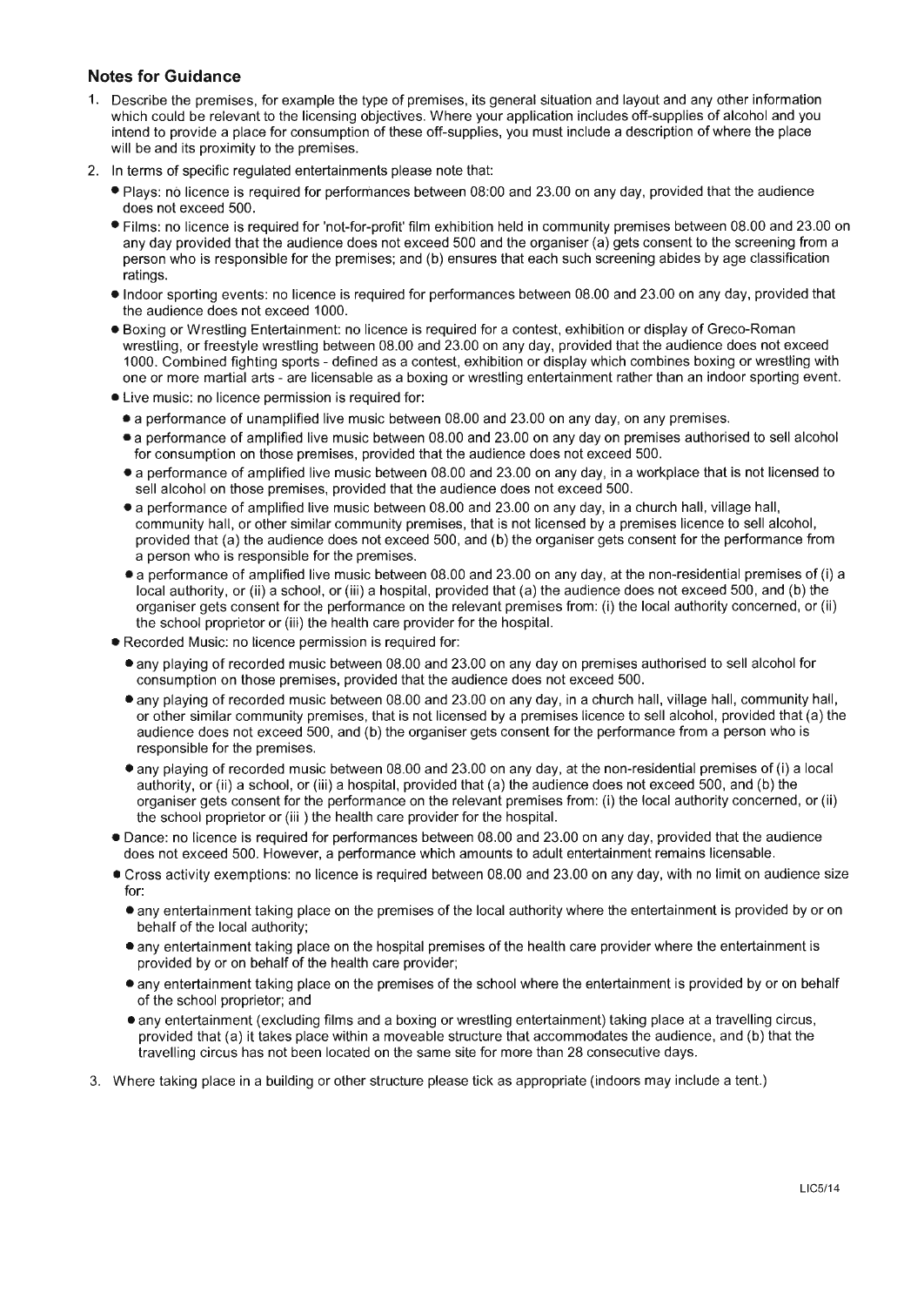### Notes for Guidance

1. Describe the premises, for example the type of premises, its general situation and layout and any other information which could be relevant to the licensing objectives. Where your application includes off-supplies of alcohol and you intend to provide a place for consumption of these off-supplies, you must include a description of where the place will be and its proximity to the premises.
2. In terms of specific regulated entertainments please note that:
   - Plays: no licence is required for performances between 08:00 and 23.00 on any day, provided that the audience does not exceed 500.
   - Films: no licence is required for 'not-for-profit' film exhibition held in community premises between 08.00 and 23.00 on any day provided that the audience does not exceed 500 and the organiser (a) gets consent to the screening from a person who is responsible for the premises; and (b) ensures that each such screening abides by age classification ratings.
   - Indoor sporting events: no licence is required for performances between 08.00 and 23.00 on any day, provided that the audience does not exceed 1000.
   - Boxing or Wrestling Entertainment: no licence is required for a contest, exhibition or display of Greco-Roman wrestling, or freestyle wrestling between 08.00 and 23.00 on any day, provided that the audience does not exceed 1000. Combined fighting sports - defined as a contest, exhibition or display which combines boxing or wrestling with one or more martial arts - are licensable as a boxing or wrestling entertainment rather than an indoor sporting event.
   - Live music: no licence permission is required for:
     - a performance of unamplified live music between 08.00 and 23.00 on any day, on any premises.
     - a performance of amplified live music between 08.00 and 23.00 on any day on premises authorised to sell alcohol for consumption on those premises, provided that the audience does not exceed 500.
     - a performance of amplified live music between 08.00 and 23.00 on any day, in a workplace that is not licensed to sell alcohol on those premises, provided that the audience does not exceed 500.
     - a performance of amplified live music between 08.00 and 23.00 on any day, in a church hall, village hall, community hall, or other similar community premises, that is not licensed by a premises licence to sell alcohol, provided that (a) the audience does not exceed 500, and (b) the organiser gets consent for the performance from a person who is responsible for the premises.
     - a performance of amplified live music between 08.00 and 23.00 on any day, at the non-residential premises of (i) a local authority, or (ii) a school, or (iii) a hospital, provided that (a) the audience does not exceed 500, and (b) the organiser gets consent for the performance on the relevant premises from: (i) the local authority concerned, or (ii) the school proprietor or (iii) the health care provider for the hospital.
   - Recorded Music: no licence permission is required for:
     - any playing of recorded music between 08.00 and 23.00 on any day on premises authorised to sell alcohol for consumption on those premises, provided that the audience does not exceed 500.
     - any playing of recorded music between 08.00 and 23.00 on any day, in a church hall, village hall, community hall, or other similar community premises, that is not licensed by a premises licence to sell alcohol, provided that (a) the audience does not exceed 500, and (b) the organiser gets consent for the performance from a person who is responsible for the premises.
     - any playing of recorded music between 08.00 and 23.00 on any day, at the non-residential premises of (i) a local authority, or (ii) a school, or (iii) a hospital, provided that (a) the audience does not exceed 500, and (b) the organiser gets consent for the performance on the relevant premises from: (i) the local authority concerned, or (ii) the school proprietor or (iii ) the health care provider for the hospital.
   - Dance: no licence is required for performances between 08.00 and 23.00 on any day, provided that the audience does not exceed 500. However, a performance which amounts to adult entertainment remains licensable.
   - Cross activity exemptions: no licence is required between 08.00 and 23.00 on any day, with no limit on audience size for:
     - any entertainment taking place on the premises of the local authority where the entertainment is provided by or on behalf of the local authority;
     - any entertainment taking place on the hospital premises of the health care provider where the entertainment is provided by or on behalf of the health care provider;
     - any entertainment taking place on the premises of the school where the entertainment is provided by or on behalf of the school proprietor; and
     - any entertainment (excluding films and a boxing or wrestling entertainment) taking place at a travelling circus, provided that (a) it takes place within a moveable structure that accommodates the audience, and (b) that the travelling circus has not been located on the same site for more than 28 consecutive days.
3. Where taking place in a building or other structure please tick as appropriate (indoors may include a tent.)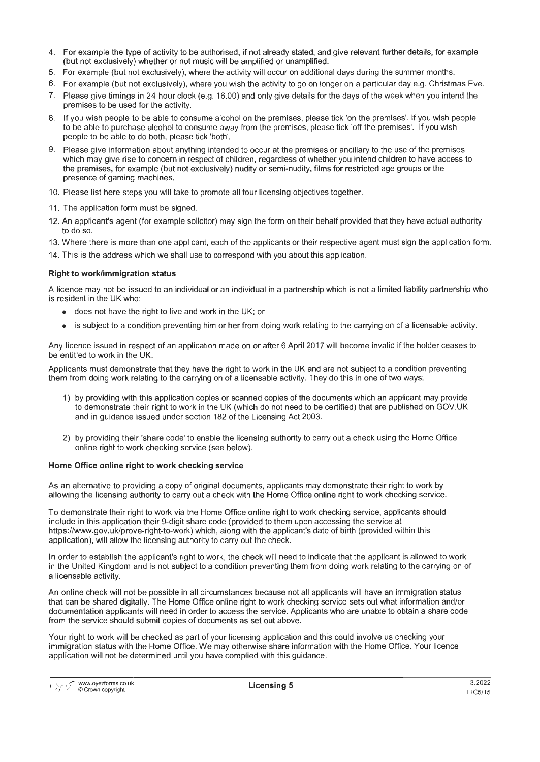4. For example the type of activity to be authorised, if not already stated, and give relevant further details, for example (but not exclusively) whether or not music will be amplified or unamplified.
5. For example (but not exclusively), where the activity will occur on additional days during the summer months.
6. For example (but not exclusively), where you wish the activity to go on longer on a particular day e.g. Christmas Eve.
7. Please give timings in 24 hour clock (e.g. 16.00) and only give details for the days of the week when you intend the premises to be used for the activity.
8. If you wish people to be able to consume alcohol on the premises, please tick 'on the premises'. If you wish people to be able to purchase alcohol to consume away from the premises, please tick 'off the premises'. If you wish people to be able to do both, please tick 'both'.
9. Please give information about anything intended to occur at the premises or ancillary to the use of the premises which may give rise to concern in respect of children, regardless of whether you intend children to have access to the premises, for example (but not exclusively) nudity or semi-nudity, films for restricted age groups or the presence of gaming machines.
10. Please list here steps you will take to promote all four licensing objectives together.
11. The application form must be signed.
12. An applicant's agent (for example solicitor) may sign the form on their behalf provided that they have actual authority to do so.
13. Where there is more than one applicant, each of the applicants or their respective agent must sign the application form.
14. This is the address which we shall use to correspond with you about this application.

**Right to work/immigration status**

A licence may not be issued to an individual or an individual in a partnership which is not a limited liability partnership who is resident in the UK who:

- does not have the right to live and work in the UK; or
- is subject to a condition preventing him or her from doing work relating to the carrying on of a licensable activity.

Any licence issued in respect of an application made on or after 6 April 2017 will become invalid if the holder ceases to be entitled to work in the UK.

Applicants must demonstrate that they have the right to work in the UK and are not subject to a condition preventing them from doing work relating to the carrying on of a licensable activity. They do this in one of two ways:

1) by providing with this application copies or scanned copies of the documents which an applicant may provide to demonstrate their right to work in the UK (which do not need to be certified) that are published on GOV.UK and in guidance issued under section 182 of the Licensing Act 2003.

2) by providing their 'share code' to enable the licensing authority to carry out a check using the Home Office online right to work checking service (see below).

**Home Office online right to work checking service**

As an alternative to providing a copy of original documents, applicants may demonstrate their right to work by allowing the licensing authority to carry out a check with the Home Office online right to work checking service.

To demonstrate their right to work via the Home Office online right to work checking service, applicants should include in this application their 9-digit share code (provided to them upon accessing the service at https://www.gov.uk/prove-right-to-work) which, along with the applicant's date of birth (provided within this application), will allow the licensing authority to carry out the check.

In order to establish the applicant's right to work, the check will need to indicate that the applicant is allowed to work in the United Kingdom and is not subject to a condition preventing them from doing work relating to the carrying on of a licensable activity.

An online check will not be possible in all circumstances because not all applicants will have an immigration status that can be shared digitally. The Home Office online right to work checking service sets out what information and/or documentation applicants will need in order to access the service. Applicants who are unable to obtain a share code from the service should submit copies of documents as set out above.

Your right to work will be checked as part of your licensing application and this could involve us checking your immigration status with the Home Office. We may otherwise share information with the Home Office. Your licence application will not be determined until you have complied with this guidance.